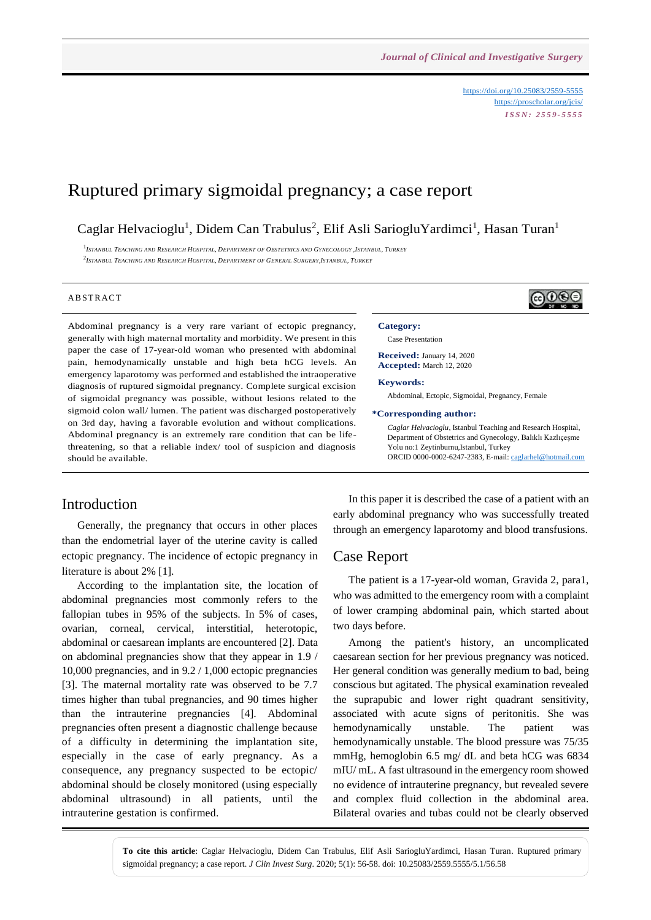https://doi.org/10.25083/2559-5555
https://proscholar.org/jcis/
*ISSN: 2559-5555*

# Ruptured primary sigmoidal pregnancy; a case report

Caglar Helvacioglu[1], Didem Can Trabulus[2], Elif Asli SariogluYardimci[1], Hasan Turan[1]

[1]Istanbul Teaching and Research Hospital, Department of Obstetrics and Gynecology, Istanbul, Turkey
[2]Istanbul Teaching and Research Hospital, Department of General Surgery, Istanbul, Turkey

## ABSTRACT

Abdominal pregnancy is a very rare variant of ectopic pregnancy, generally with high maternal mortality and morbidity. We present in this paper the case of 17-year-old woman who presented with abdominal pain, hemodynamically unstable and high beta hCG levels. An emergency laparotomy was performed and established the intraoperative diagnosis of ruptured sigmoidal pregnancy. Complete surgical excision of sigmoidal pregnancy was possible, without lesions related to the sigmoid colon wall/ lumen. The patient was discharged postoperatively on 3rd day, having a favorable evolution and without complications. Abdominal pregnancy is an extremely rare condition that can be life-threatening, so that a reliable index/ tool of suspicion and diagnosis should be available.

**Category:**
Case Presentation

**Received:** January 14, 2020
**Accepted:** March 12, 2020

**Keywords:**
Abdominal, Ectopic, Sigmoidal, Pregnancy, Female

**\*Corresponding author:**
*Caglar Helvacioglu*, Istanbul Teaching and Research Hospital, Department of Obstetrics and Gynecology, Balıklı Kazlıçeşme Yolu no:1 Zeytinburnu,Istanbul, Turkey
ORCID 0000-0002-6247-2383, E-mail: caglarhel@hotmail.com

## Introduction

Generally, the pregnancy that occurs in other places than the endometrial layer of the uterine cavity is called ectopic pregnancy. The incidence of ectopic pregnancy in literature is about 2% [1].

According to the implantation site, the location of abdominal pregnancies most commonly refers to the fallopian tubes in 95% of the subjects. In 5% of cases, ovarian, corneal, cervical, interstitial, heterotopic, abdominal or caesarean implants are encountered [2]. Data on abdominal pregnancies show that they appear in 1.9 / 10,000 pregnancies, and in 9.2 / 1,000 ectopic pregnancies [3]. The maternal mortality rate was observed to be 7.7 times higher than tubal pregnancies, and 90 times higher than the intrauterine pregnancies [4]. Abdominal pregnancies often present a diagnostic challenge because of a difficulty in determining the implantation site, especially in the case of early pregnancy. As a consequence, any pregnancy suspected to be ectopic/ abdominal should be closely monitored (using especially abdominal ultrasound) in all patients, until the intrauterine gestation is confirmed.

In this paper it is described the case of a patient with an early abdominal pregnancy who was successfully treated through an emergency laparotomy and blood transfusions.

## Case Report

The patient is a 17-year-old woman, Gravida 2, para1, who was admitted to the emergency room with a complaint of lower cramping abdominal pain, which started about two days before.

Among the patient's history, an uncomplicated caesarean section for her previous pregnancy was noticed. Her general condition was generally medium to bad, being conscious but agitated. The physical examination revealed the suprapubic and lower right quadrant sensitivity, associated with acute signs of peritonitis. She was hemodynamically unstable. The patient was hemodynamically unstable. The blood pressure was 75/35 mmHg, hemoglobin 6.5 mg/ dL and beta hCG was 6834 mIU/ mL. A fast ultrasound in the emergency room showed no evidence of intrauterine pregnancy, but revealed severe and complex fluid collection in the abdominal area. Bilateral ovaries and tubas could not be clearly observed

**To cite this article**: Caglar Helvacioglu, Didem Can Trabulus, Elif Asli SariogluYardimci, Hasan Turan. Ruptured primary sigmoidal pregnancy; a case report. *J Clin Invest Surg*. 2020; 5(1): 56-58. doi: 10.25083/2559.5555/5.1/56.58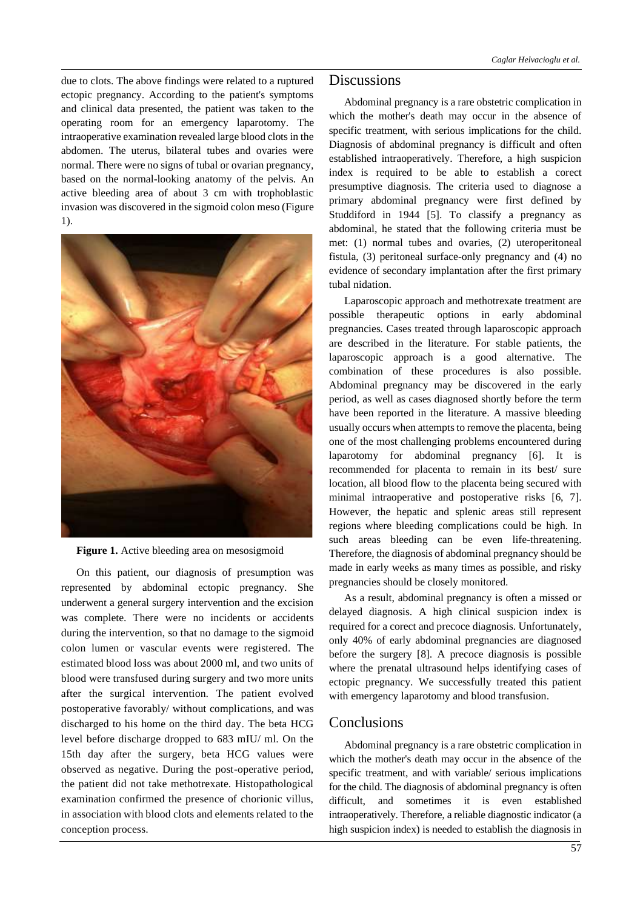due to clots. The above findings were related to a ruptured ectopic pregnancy. According to the patient's symptoms and clinical data presented, the patient was taken to the operating room for an emergency laparotomy. The intraoperative examination revealed large blood clots in the abdomen. The uterus, bilateral tubes and ovaries were normal. There were no signs of tubal or ovarian pregnancy, based on the normal-looking anatomy of the pelvis. An active bleeding area of about 3 cm with trophoblastic invasion was discovered in the sigmoid colon meso (Figure 1).

**Figure 1.** Active bleeding area on mesosigmoid

On this patient, our diagnosis of presumption was represented by abdominal ectopic pregnancy. She underwent a general surgery intervention and the excision was complete. There were no incidents or accidents during the intervention, so that no damage to the sigmoid colon lumen or vascular events were registered. The estimated blood loss was about 2000 ml, and two units of blood were transfused during surgery and two more units after the surgical intervention. The patient evolved postoperative favorably/ without complications, and was discharged to his home on the third day. The beta HCG level before discharge dropped to 683 mIU/ ml. On the 15th day after the surgery, beta HCG values were observed as negative. During the post-operative period, the patient did not take methotrexate. Histopathological examination confirmed the presence of chorionic villus, in association with blood clots and elements related to the conception process.

## Discussions

Abdominal pregnancy is a rare obstetric complication in which the mother's death may occur in the absence of specific treatment, with serious implications for the child. Diagnosis of abdominal pregnancy is difficult and often established intraoperatively. Therefore, a high suspicion index is required to be able to establish a corect presumptive diagnosis. The criteria used to diagnose a primary abdominal pregnancy were first defined by Studdiford in 1944 [5]. To classify a pregnancy as abdominal, he stated that the following criteria must be met: (1) normal tubes and ovaries, (2) uteroperitoneal fistula, (3) peritoneal surface-only pregnancy and (4) no evidence of secondary implantation after the first primary tubal nidation.

Laparoscopic approach and methotrexate treatment are possible therapeutic options in early abdominal pregnancies. Cases treated through laparoscopic approach are described in the literature. For stable patients, the laparoscopic approach is a good alternative. The combination of these procedures is also possible. Abdominal pregnancy may be discovered in the early period, as well as cases diagnosed shortly before the term have been reported in the literature. A massive bleeding usually occurs when attempts to remove the placenta, being one of the most challenging problems encountered during laparotomy for abdominal pregnancy [6]. It is recommended for placenta to remain in its best/ sure location, all blood flow to the placenta being secured with minimal intraoperative and postoperative risks [6, 7]. However, the hepatic and splenic areas still represent regions where bleeding complications could be high. In such areas bleeding can be even life-threatening. Therefore, the diagnosis of abdominal pregnancy should be made in early weeks as many times as possible, and risky pregnancies should be closely monitored.

As a result, abdominal pregnancy is often a missed or delayed diagnosis. A high clinical suspicion index is required for a corect and precoce diagnosis. Unfortunately, only 40% of early abdominal pregnancies are diagnosed before the surgery [8]. A precoce diagnosis is possible where the prenatal ultrasound helps identifying cases of ectopic pregnancy. We successfully treated this patient with emergency laparotomy and blood transfusion.

## Conclusions

Abdominal pregnancy is a rare obstetric complication in which the mother's death may occur in the absence of the specific treatment, and with variable/ serious implications for the child. The diagnosis of abdominal pregnancy is often difficult, and sometimes it is even established intraoperatively. Therefore, a reliable diagnostic indicator (a high suspicion index) is needed to establish the diagnosis in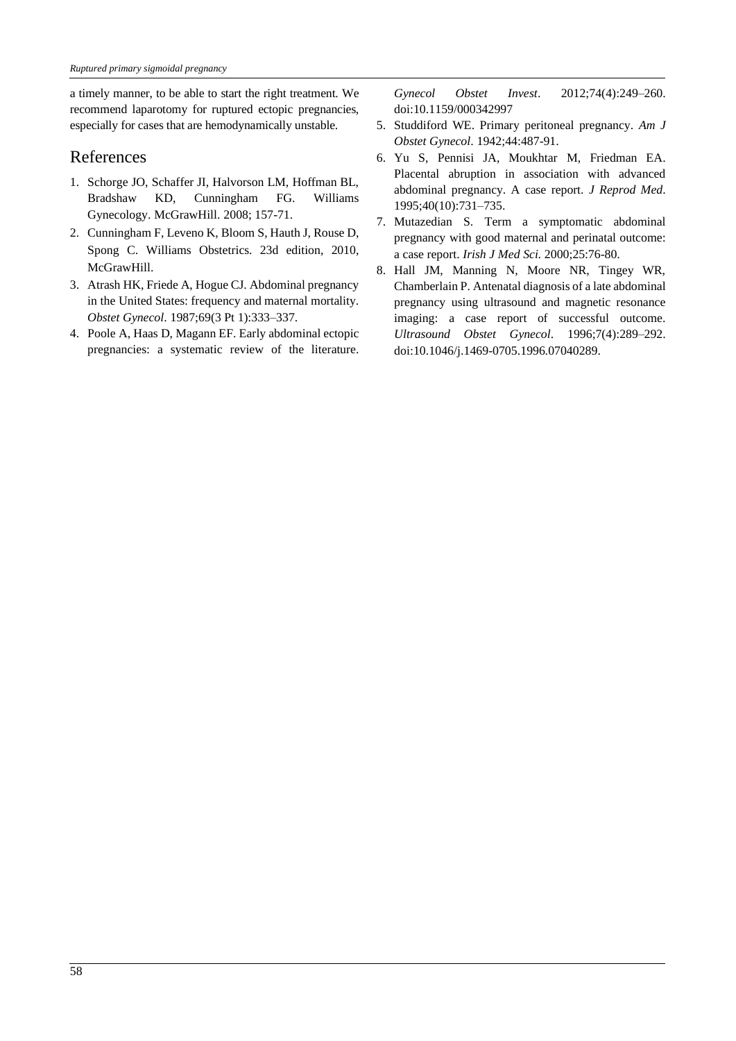a timely manner, to be able to start the right treatment. We recommend laparotomy for ruptured ectopic pregnancies, especially for cases that are hemodynamically unstable.

## References

1. Schorge JO, Schaffer JI, Halvorson LM, Hoffman BL, Bradshaw KD, Cunningham FG. Williams Gynecology. McGrawHill. 2008; 157-71.
2. Cunningham F, Leveno K, Bloom S, Hauth J, Rouse D, Spong C. Williams Obstetrics. 23d edition, 2010, McGrawHill.
3. Atrash HK, Friede A, Hogue CJ. Abdominal pregnancy in the United States: frequency and maternal mortality. *Obstet Gynecol*. 1987;69(3 Pt 1):333–337.
4. Poole A, Haas D, Magann EF. Early abdominal ectopic pregnancies: a systematic review of the literature. *Gynecol Obstet Invest*. 2012;74(4):249–260. doi:10.1159/000342997
5. Studdiford WE. Primary peritoneal pregnancy. *Am J Obstet Gynecol*. 1942;44:487-91.
6. Yu S, Pennisi JA, Moukhtar M, Friedman EA. Placental abruption in association with advanced abdominal pregnancy. A case report. *J Reprod Med*. 1995;40(10):731–735.
7. Mutazedian S. Term a symptomatic abdominal pregnancy with good maternal and perinatal outcome: a case report. *Irish J Med Sci.* 2000;25:76-80.
8. Hall JM, Manning N, Moore NR, Tingey WR, Chamberlain P. Antenatal diagnosis of a late abdominal pregnancy using ultrasound and magnetic resonance imaging: a case report of successful outcome. *Ultrasound Obstet Gynecol*. 1996;7(4):289–292. doi:10.1046/j.1469-0705.1996.07040289.